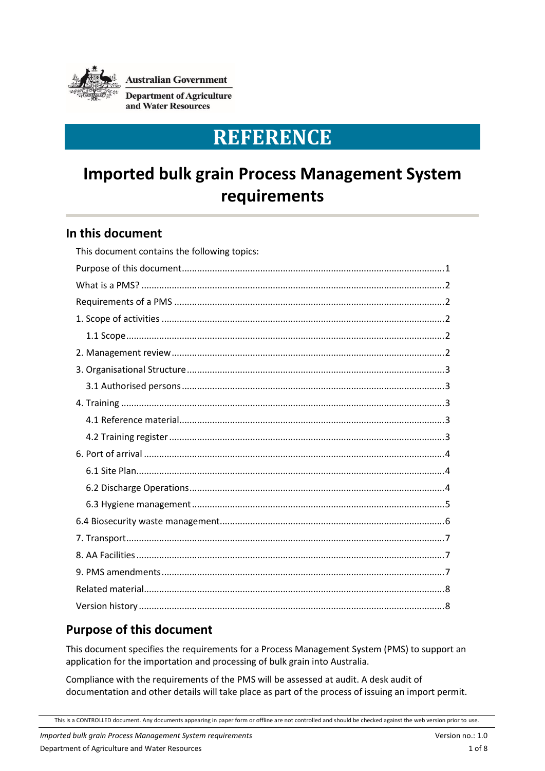Australian Government

Department of Agriculture and Water Resources

# REFERENCE

# Imported bulk grain Process Management System requirements

## In this document

This document contains the following topics:

- Purpose of this document....1
- What is a PMS?....2
- Requirements of a PMS....2
- 1. Scope of activities....2
  - 1.1 Scope....2
- 2. Management review....2
- 3. Organisational Structure....3
  - 3.1 Authorised persons....3
- 4. Training....3
  - 4.1 Reference material....3
  - 4.2 Training register....3
- 6. Port of arrival....4
  - 6.1 Site Plan....4
  - 6.2 Discharge Operations....4
  - 6.3 Hygiene management....5
- 6.4 Biosecurity waste management....6
- 7. Transport....7
- 8. AA Facilities....7
- 9. PMS amendments....7
- Related material....8
- Version history....8

## Purpose of this document

This document specifies the requirements for a Process Management System (PMS) to support an application for the importation and processing of bulk grain into Australia.

Compliance with the requirements of the PMS will be assessed at audit. A desk audit of documentation and other details will take place as part of the process of issuing an import permit.

This is a CONTROLLED document. Any documents appearing in paper form or offline are not controlled and should be checked against the web version prior to use.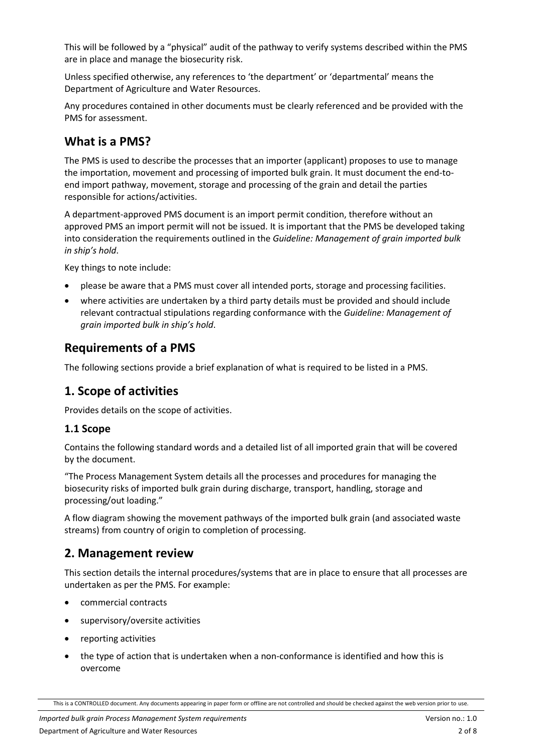This will be followed by a "physical" audit of the pathway to verify systems described within the PMS are in place and manage the biosecurity risk.

Unless specified otherwise, any references to 'the department' or 'departmental' means the Department of Agriculture and Water Resources.

Any procedures contained in other documents must be clearly referenced and be provided with the PMS for assessment.

## What is a PMS?

The PMS is used to describe the processes that an importer (applicant) proposes to use to manage the importation, movement and processing of imported bulk grain. It must document the end-to-end import pathway, movement, storage and processing of the grain and detail the parties responsible for actions/activities.

A department-approved PMS document is an import permit condition, therefore without an approved PMS an import permit will not be issued. It is important that the PMS be developed taking into consideration the requirements outlined in the *Guideline: Management of grain imported bulk in ship's hold*.

Key things to note include:

- please be aware that a PMS must cover all intended ports, storage and processing facilities.
- where activities are undertaken by a third party details must be provided and should include relevant contractual stipulations regarding conformance with the *Guideline: Management of grain imported bulk in ship's hold*.

## Requirements of a PMS

The following sections provide a brief explanation of what is required to be listed in a PMS.

## 1. Scope of activities

Provides details on the scope of activities.

### 1.1 Scope

Contains the following standard words and a detailed list of all imported grain that will be covered by the document.

"The Process Management System details all the processes and procedures for managing the biosecurity risks of imported bulk grain during discharge, transport, handling, storage and processing/out loading."

A flow diagram showing the movement pathways of the imported bulk grain (and associated waste streams) from country of origin to completion of processing.

## 2. Management review

This section details the internal procedures/systems that are in place to ensure that all processes are undertaken as per the PMS. For example:

- commercial contracts
- supervisory/oversite activities
- reporting activities
- the type of action that is undertaken when a non-conformance is identified and how this is overcome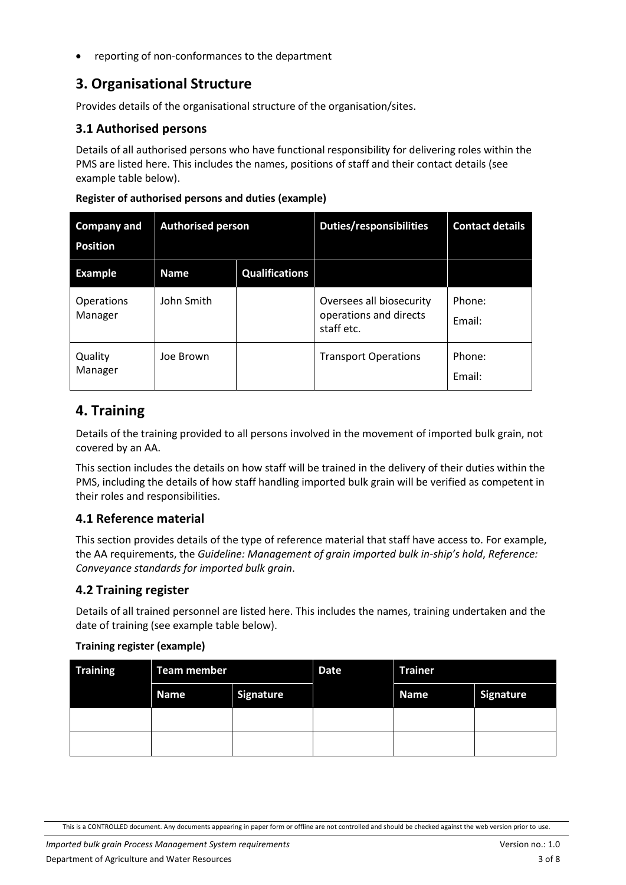- reporting of non-conformances to the department

## 3. Organisational Structure

Provides details of the organisational structure of the organisation/sites.

### 3.1 Authorised persons

Details of all authorised persons who have functional responsibility for delivering roles within the PMS are listed here. This includes the names, positions of staff and their contact details (see example table below).

**Register of authorised persons and duties (example)**

| Company and Position | Authorised person | | Duties/responsibilities | Contact details |
|---|---|---|---|---|
| **Example** | **Name** | **Qualifications** | | |
| Operations Manager | John Smith | | Oversees all biosecurity operations and directs staff etc. | Phone:<br>Email: |
| Quality Manager | Joe Brown | | Transport Operations | Phone:<br>Email: |

## 4. Training

Details of the training provided to all persons involved in the movement of imported bulk grain, not covered by an AA.

This section includes the details on how staff will be trained in the delivery of their duties within the PMS, including the details of how staff handling imported bulk grain will be verified as competent in their roles and responsibilities.

### 4.1 Reference material

This section provides details of the type of reference material that staff have access to. For example, the AA requirements, the *Guideline: Management of grain imported bulk in-ship's hold*, *Reference: Conveyance standards for imported bulk grain*.

### 4.2 Training register

Details of all trained personnel are listed here. This includes the names, training undertaken and the date of training (see example table below).

**Training register (example)**

| Training | Team member | | Date | Trainer | |
|---|---|---|---|---|---|
| | **Name** | **Signature** | | **Name** | **Signature** |
| | | | | | |
| | | | | | |

This is a CONTROLLED document. Any documents appearing in paper form or offline are not controlled and should be checked against the web version prior to use.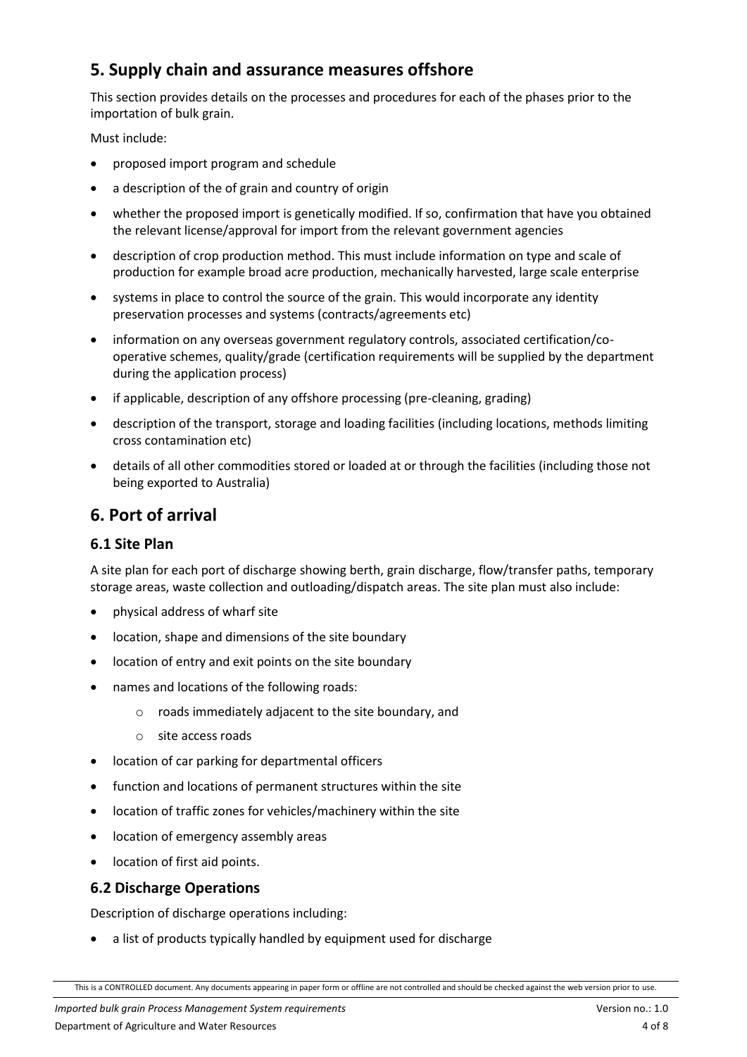## 5. Supply chain and assurance measures offshore

This section provides details on the processes and procedures for each of the phases prior to the importation of bulk grain.

Must include:

- proposed import program and schedule
- a description of the of grain and country of origin
- whether the proposed import is genetically modified. If so, confirmation that have you obtained the relevant license/approval for import from the relevant government agencies
- description of crop production method. This must include information on type and scale of production for example broad acre production, mechanically harvested, large scale enterprise
- systems in place to control the source of the grain. This would incorporate any identity preservation processes and systems (contracts/agreements etc)
- information on any overseas government regulatory controls, associated certification/co-operative schemes, quality/grade (certification requirements will be supplied by the department during the application process)
- if applicable, description of any offshore processing (pre-cleaning, grading)
- description of the transport, storage and loading facilities (including locations, methods limiting cross contamination etc)
- details of all other commodities stored or loaded at or through the facilities (including those not being exported to Australia)

## 6. Port of arrival

### 6.1 Site Plan

A site plan for each port of discharge showing berth, grain discharge, flow/transfer paths, temporary storage areas, waste collection and outloading/dispatch areas. The site plan must also include:

- physical address of wharf site
- location, shape and dimensions of the site boundary
- location of entry and exit points on the site boundary
- names and locations of the following roads:
  - roads immediately adjacent to the site boundary, and
  - site access roads
- location of car parking for departmental officers
- function and locations of permanent structures within the site
- location of traffic zones for vehicles/machinery within the site
- location of emergency assembly areas
- location of first aid points.

### 6.2 Discharge Operations

Description of discharge operations including:

- a list of products typically handled by equipment used for discharge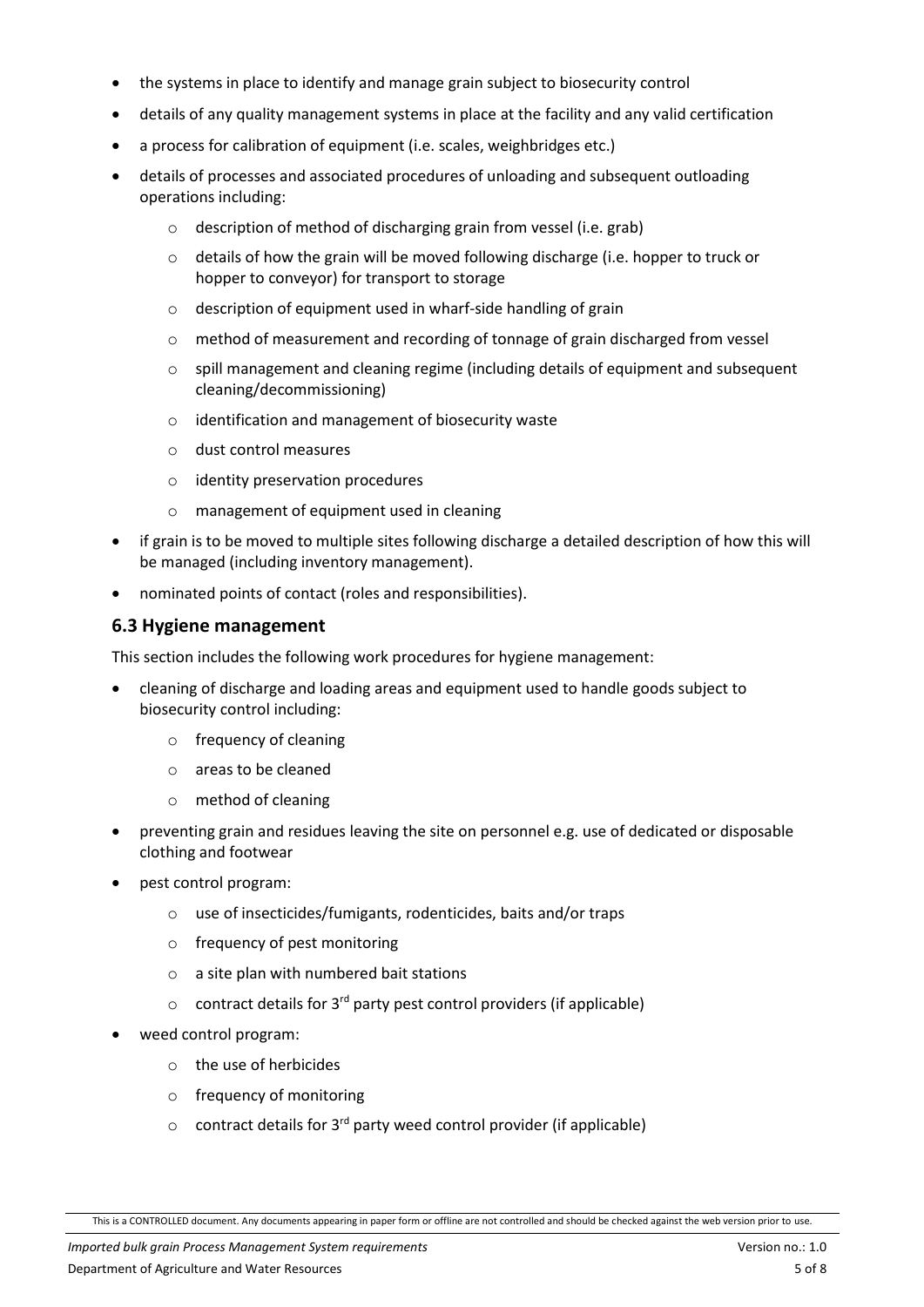- the systems in place to identify and manage grain subject to biosecurity control
- details of any quality management systems in place at the facility and any valid certification
- a process for calibration of equipment (i.e. scales, weighbridges etc.)
- details of processes and associated procedures of unloading and subsequent outloading operations including:
    - description of method of discharging grain from vessel (i.e. grab)
    - details of how the grain will be moved following discharge (i.e. hopper to truck or hopper to conveyor) for transport to storage
    - description of equipment used in wharf-side handling of grain
    - method of measurement and recording of tonnage of grain discharged from vessel
    - spill management and cleaning regime (including details of equipment and subsequent cleaning/decommissioning)
    - identification and management of biosecurity waste
    - dust control measures
    - identity preservation procedures
    - management of equipment used in cleaning
- if grain is to be moved to multiple sites following discharge a detailed description of how this will be managed (including inventory management).
- nominated points of contact (roles and responsibilities).

## 6.3 Hygiene management

This section includes the following work procedures for hygiene management:

- cleaning of discharge and loading areas and equipment used to handle goods subject to biosecurity control including:
    - frequency of cleaning
    - areas to be cleaned
    - method of cleaning
- preventing grain and residues leaving the site on personnel e.g. use of dedicated or disposable clothing and footwear
- pest control program:
    - use of insecticides/fumigants, rodenticides, baits and/or traps
    - frequency of pest monitoring
    - a site plan with numbered bait stations
    - contract details for 3rd party pest control providers (if applicable)
- weed control program:
    - the use of herbicides
    - frequency of monitoring
    - contract details for 3rd party weed control provider (if applicable)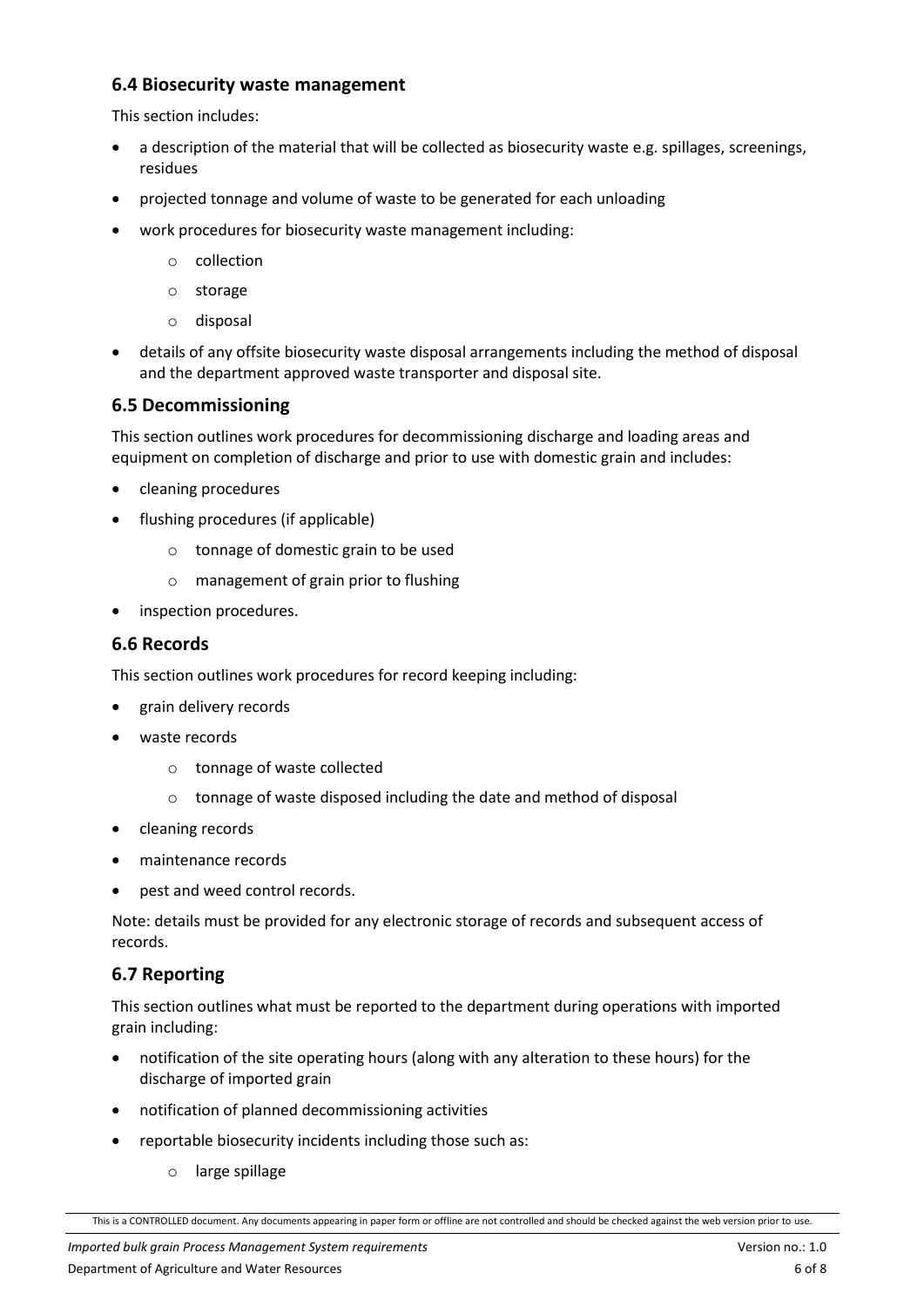## 6.4 Biosecurity waste management

This section includes:

- a description of the material that will be collected as biosecurity waste e.g. spillages, screenings, residues
- projected tonnage and volume of waste to be generated for each unloading
- work procedures for biosecurity waste management including:
    - collection
    - storage
    - disposal
- details of any offsite biosecurity waste disposal arrangements including the method of disposal and the department approved waste transporter and disposal site.

## 6.5 Decommissioning

This section outlines work procedures for decommissioning discharge and loading areas and equipment on completion of discharge and prior to use with domestic grain and includes:

- cleaning procedures
- flushing procedures (if applicable)
    - tonnage of domestic grain to be used
    - management of grain prior to flushing
- inspection procedures.

## 6.6 Records

This section outlines work procedures for record keeping including:

- grain delivery records
- waste records
    - tonnage of waste collected
    - tonnage of waste disposed including the date and method of disposal
- cleaning records
- maintenance records
- pest and weed control records.

Note: details must be provided for any electronic storage of records and subsequent access of records.

## 6.7 Reporting

This section outlines what must be reported to the department during operations with imported grain including:

- notification of the site operating hours (along with any alteration to these hours) for the discharge of imported grain
- notification of planned decommissioning activities
- reportable biosecurity incidents including those such as:
    - large spillage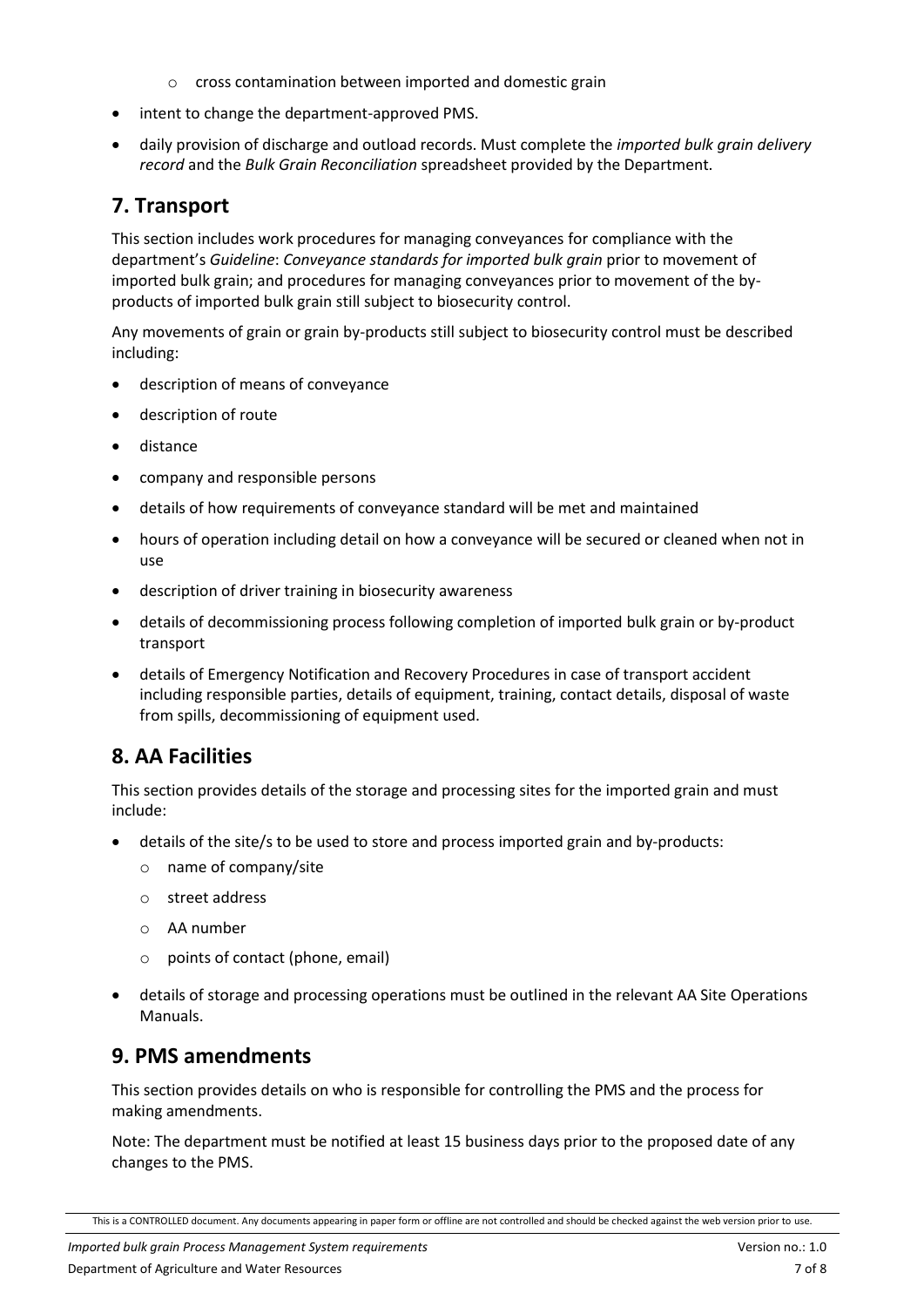- cross contamination between imported and domestic grain
- intent to change the department-approved PMS.
- daily provision of discharge and outload records. Must complete the *imported bulk grain delivery record* and the *Bulk Grain Reconciliation* spreadsheet provided by the Department.

## 7. Transport

This section includes work procedures for managing conveyances for compliance with the department's *Guideline*: *Conveyance standards for imported bulk grain* prior to movement of imported bulk grain; and procedures for managing conveyances prior to movement of the by-products of imported bulk grain still subject to biosecurity control.

Any movements of grain or grain by-products still subject to biosecurity control must be described including:

- description of means of conveyance
- description of route
- distance
- company and responsible persons
- details of how requirements of conveyance standard will be met and maintained
- hours of operation including detail on how a conveyance will be secured or cleaned when not in use
- description of driver training in biosecurity awareness
- details of decommissioning process following completion of imported bulk grain or by-product transport
- details of Emergency Notification and Recovery Procedures in case of transport accident including responsible parties, details of equipment, training, contact details, disposal of waste from spills, decommissioning of equipment used.

## 8. AA Facilities

This section provides details of the storage and processing sites for the imported grain and must include:

- details of the site/s to be used to store and process imported grain and by-products:
    - name of company/site
    - street address
    - AA number
    - points of contact (phone, email)
- details of storage and processing operations must be outlined in the relevant AA Site Operations Manuals.

## 9. PMS amendments

This section provides details on who is responsible for controlling the PMS and the process for making amendments.

Note: The department must be notified at least 15 business days prior to the proposed date of any changes to the PMS.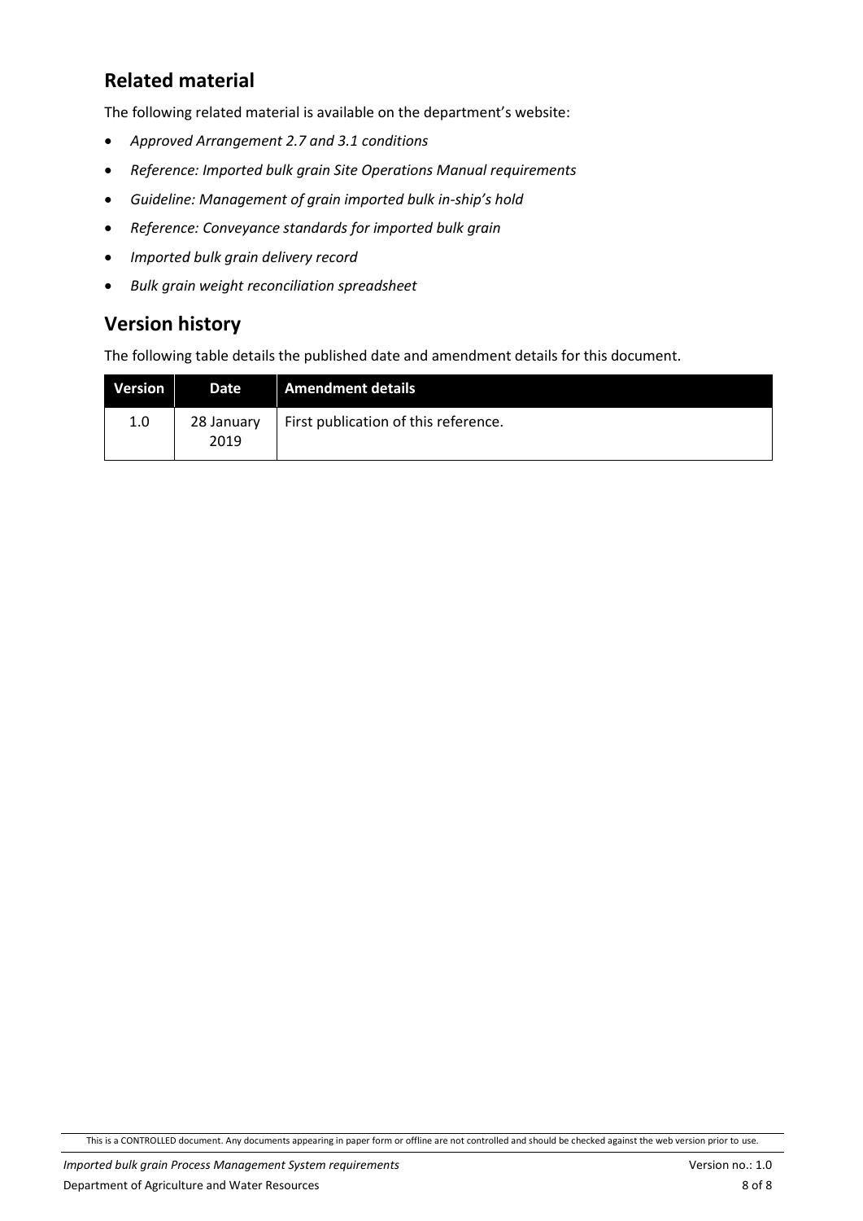## Related material

The following related material is available on the department's website:

- *Approved Arrangement 2.7 and 3.1 conditions*
- *Reference: Imported bulk grain Site Operations Manual requirements*
- *Guideline: Management of grain imported bulk in-ship's hold*
- *Reference: Conveyance standards for imported bulk grain*
- *Imported bulk grain delivery record*
- *Bulk grain weight reconciliation spreadsheet*

## Version history

The following table details the published date and amendment details for this document.

| Version | Date | Amendment details |
|---|---|---|
| 1.0 | 28 January 2019 | First publication of this reference. |

This is a CONTROLLED document. Any documents appearing in paper form or offline are not controlled and should be checked against the web version prior to use.